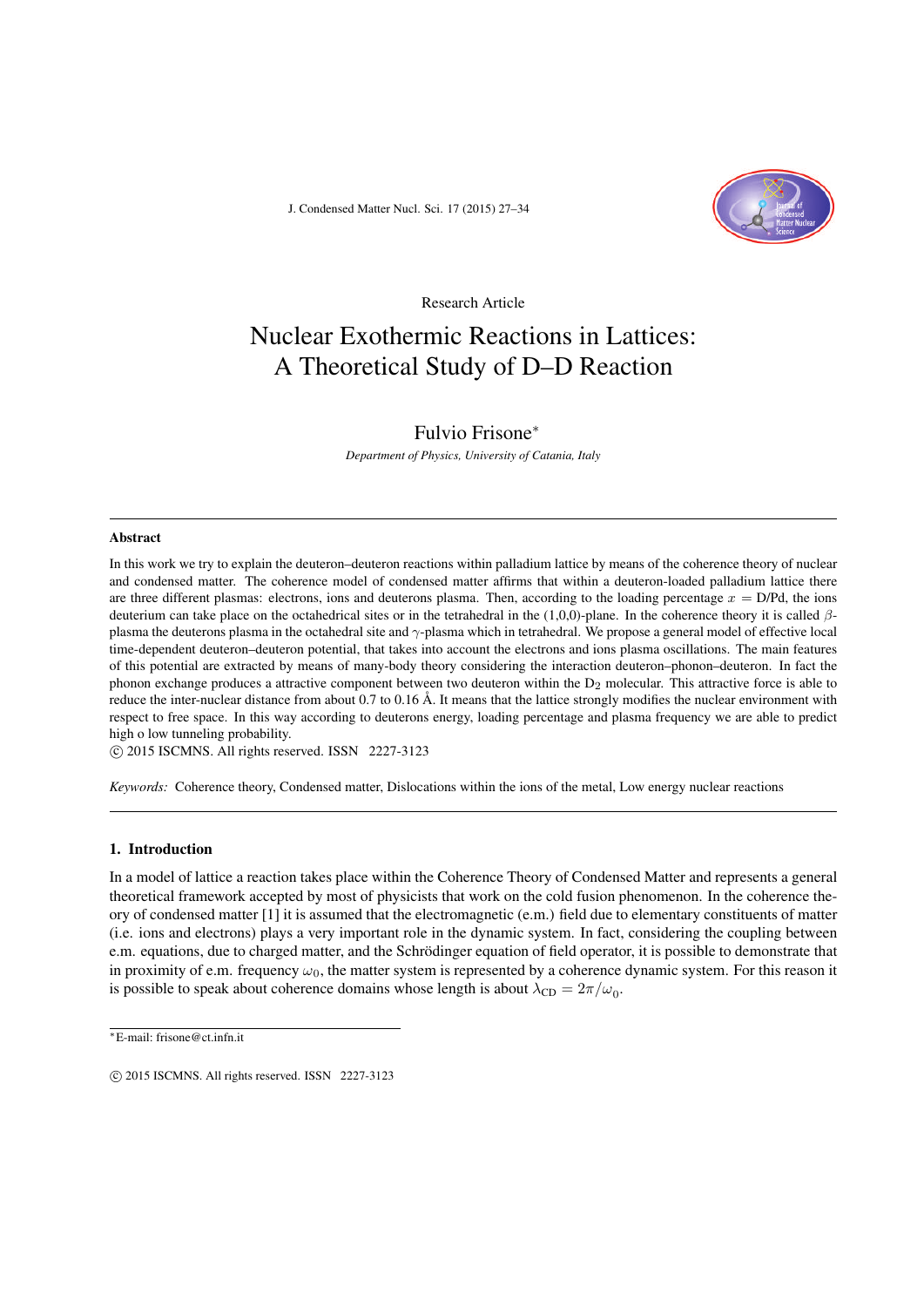Research Article

# Nuclear Exothermic Reactions in Lattices: A Theoretical Study of D–D Reaction

Fulvio Frisone*

*Department of Physics, University of Catania, Italy*

---

### Abstract

In this work we try to explain the deuteron–deuteron reactions within palladium lattice by means of the coherence theory of nuclear and condensed matter. The coherence model of condensed matter affirms that within a deuteron-loaded palladium lattice there are three different plasmas: electrons, ions and deuterons plasma. Then, according to the loading percentage $x$ = D/Pd, the ions deuterium can take place on the octahedral sites or in the tetrahedral in the (1,0,0)-plane. In the coherence theory it is called $\beta$-plasma the deuterons plasma in the octahedral site and $\gamma$-plasma which in tetrahedral. We propose a general model of effective local time-dependent deuteron–deuteron potential, that takes into account the electrons and ions plasma oscillations. The main features of this potential are extracted by means of many-body theory considering the interaction deuteron–phonon–deuteron. In fact the phonon exchange produces a attractive component between two deuteron within the $D_2$ molecular. This attractive force is able to reduce the inter-nuclear distance from about 0.7 to 0.16 Å. It means that the lattice strongly modifies the nuclear environment with respect to free space. In this way according to deuterons energy, loading percentage and plasma frequency we are able to predict high o low tunneling probability.

© 2015 ISCMNS. All rights reserved. ISSN 2227-3123

*Keywords:* Coherence theory, Condensed matter, Dislocations within the ions of the metal, Low energy nuclear reactions

---

## 1. Introduction

In a model of lattice a reaction takes place within the Coherence Theory of Condensed Matter and represents a general theoretical framework accepted by most of physicists that work on the cold fusion phenomenon. In the coherence theory of condensed matter [1] it is assumed that the electromagnetic (e.m.) field due to elementary constituents of matter (i.e. ions and electrons) plays a very important role in the dynamic system. In fact, considering the coupling between e.m. equations, due to charged matter, and the Schrödinger equation of field operator, it is possible to demonstrate that in proximity of e.m. frequency $\omega_0$, the matter system is represented by a coherence dynamic system. For this reason it is possible to speak about coherence domains whose length is about $\lambda_{\mathrm{CD}} = 2\pi/\omega_0$.

---

*E-mail: frisone@ct.infn.it

© 2015 ISCMNS. All rights reserved. ISSN 2227-3123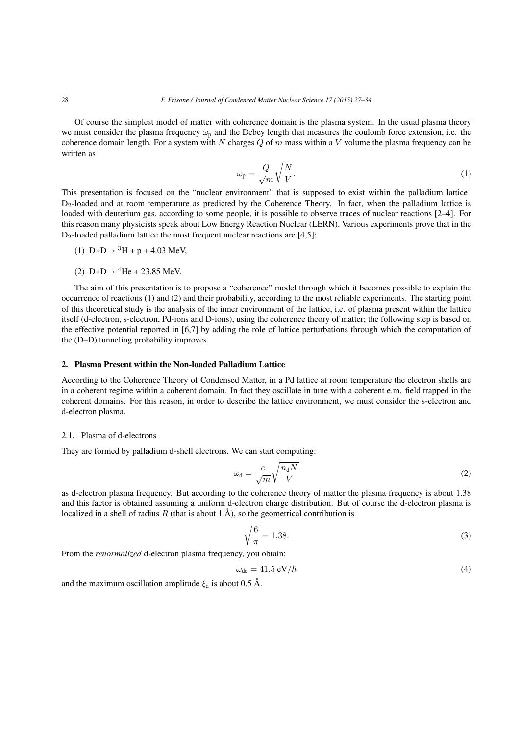Of course the simplest model of matter with coherence domain is the plasma system. In the usual plasma theory we must consider the plasma frequency $\omega_p$ and the Debey length that measures the coulomb force extension, i.e. the coherence domain length. For a system with $N$ charges $Q$ of $m$ mass within a $V$ volume the plasma frequency can be written as

$$\omega_p = \frac{Q}{\sqrt{m}}\sqrt{\frac{N}{V}}. \tag{1}$$

This presentation is focused on the "nuclear environment" that is supposed to exist within the palladium lattice $D_2$-loaded and at room temperature as predicted by the Coherence Theory. In fact, when the palladium lattice is loaded with deuterium gas, according to some people, it is possible to observe traces of nuclear reactions [2–4]. For this reason many physicists speak about Low Energy Reaction Nuclear (LERN). Various experiments prove that in the $D_2$-loaded palladium lattice the most frequent nuclear reactions are [4,5]:

(1) D+D→ $^3$H + p + 4.03 MeV,

(2) D+D→ $^4$He + 23.85 MeV.

The aim of this presentation is to propose a "coherence" model through which it becomes possible to explain the occurrence of reactions (1) and (2) and their probability, according to the most reliable experiments. The starting point of this theoretical study is the analysis of the inner environment of the lattice, i.e. of plasma present within the lattice itself (d-electron, s-electron, Pd-ions and D-ions), using the coherence theory of matter; the following step is based on the effective potential reported in [6,7] by adding the role of lattice perturbations through which the computation of the (D–D) tunneling probability improves.

## 2. Plasma Present within the Non-loaded Palladium Lattice

According to the Coherence Theory of Condensed Matter, in a Pd lattice at room temperature the electron shells are in a coherent regime within a coherent domain. In fact they oscillate in tune with a coherent e.m. field trapped in the coherent domains. For this reason, in order to describe the lattice environment, we must consider the s-electron and d-electron plasma.

### 2.1. Plasma of d-electrons

They are formed by palladium d-shell electrons. We can start computing:

$$\omega_d = \frac{e}{\sqrt{m}}\sqrt{\frac{n_d N}{V}} \tag{2}$$

as d-electron plasma frequency. But according to the coherence theory of matter the plasma frequency is about 1.38 and this factor is obtained assuming a uniform d-electron charge distribution. But of course the d-electron plasma is localized in a shell of radius $R$ (that is about 1 Å), so the geometrical contribution is

$$\sqrt{\frac{6}{\pi}} = 1.38. \tag{3}$$

From the *renormalized* d-electron plasma frequency, you obtain:

$$\omega_{de} = 41.5 \text{ eV}/\hbar \tag{4}$$

and the maximum oscillation amplitude $\xi_d$ is about 0.5 Å.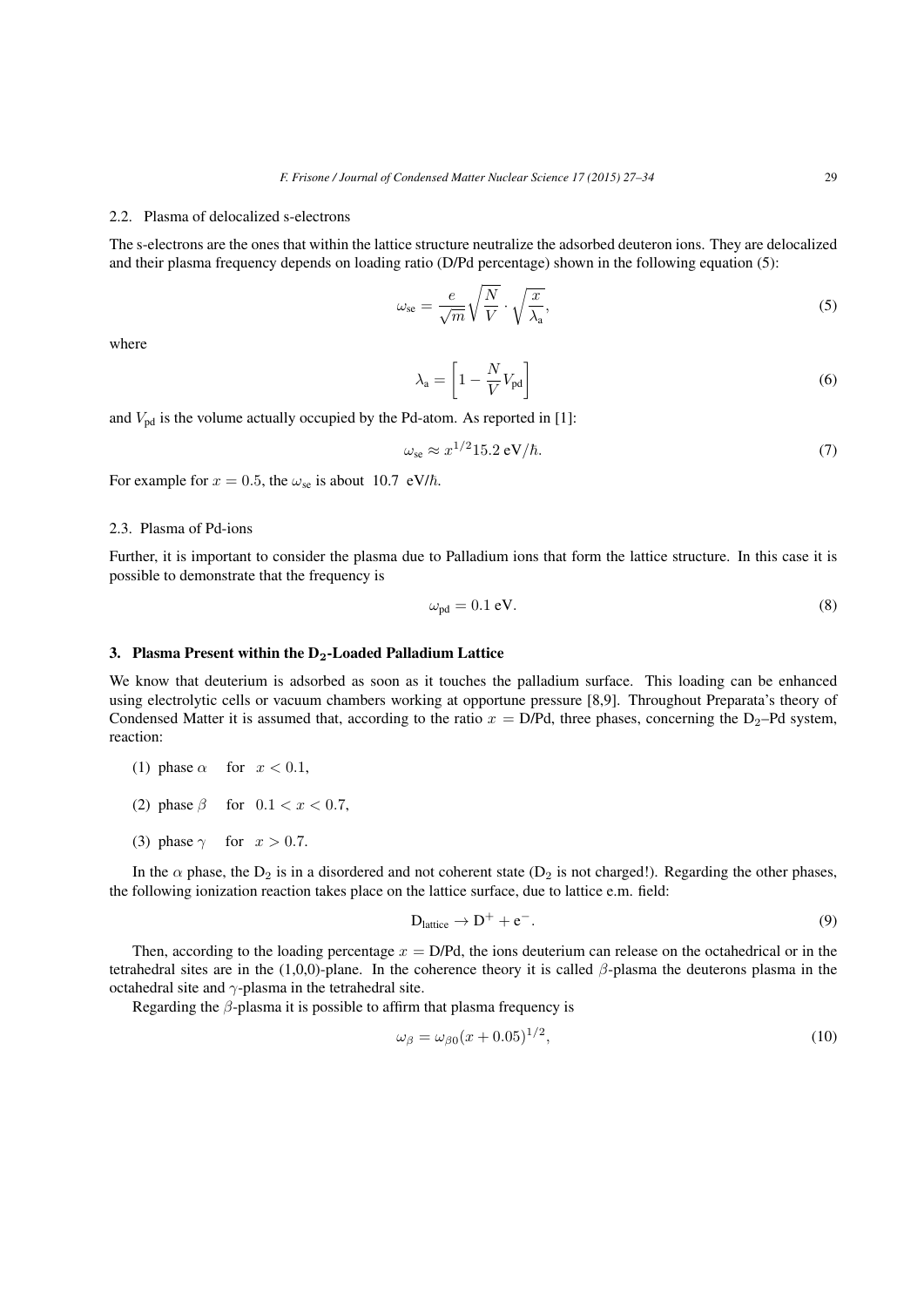### 2.2. Plasma of delocalized s-electrons

The s-electrons are the ones that within the lattice structure neutralize the adsorbed deuteron ions. They are delocalized and their plasma frequency depends on loading ratio (D/Pd percentage) shown in the following equation (5):

$$\omega_{\text{se}} = \frac{e}{\sqrt{m}}\sqrt{\frac{N}{V}} \cdot \sqrt{\frac{x}{\lambda_{\text{a}}}}, \tag{5}$$

where

$$\lambda_{\text{a}} = \left[1 - \frac{N}{V}V_{\text{pd}}\right] \tag{6}$$

and $V_{\text{pd}}$ is the volume actually occupied by the Pd-atom. As reported in [1]:

$$\omega_{\text{se}} \approx x^{1/2} 15.2 \text{ eV}/\hbar. \tag{7}$$

For example for $x = 0.5$, the $\omega_{\text{se}}$ is about 10.7 eV/$\hbar$.

### 2.3. Plasma of Pd-ions

Further, it is important to consider the plasma due to Palladium ions that form the lattice structure. In this case it is possible to demonstrate that the frequency is

$$\omega_{\text{pd}} = 0.1 \text{ eV}. \tag{8}$$

## 3. Plasma Present within the $D_2$-Loaded Palladium Lattice

We know that deuterium is adsorbed as soon as it touches the palladium surface. This loading can be enhanced using electrolytic cells or vacuum chambers working at opportune pressure [8,9]. Throughout Preparata's theory of Condensed Matter it is assumed that, according to the ratio $x$ = D/Pd, three phases, concerning the $D_2$–Pd system, reaction:

(1) phase $\alpha$ for $x < 0.1$,

(2) phase $\beta$ for $0.1 < x < 0.7$,

(3) phase $\gamma$ for $x > 0.7$.

In the $\alpha$ phase, the $D_2$ is in a disordered and not coherent state ($D_2$ is not charged!). Regarding the other phases, the following ionization reaction takes place on the lattice surface, due to lattice e.m. field:

$$\text{D}_{\text{lattice}} \rightarrow \text{D}^{+} + \text{e}^{-}. \tag{9}$$

Then, according to the loading percentage $x$ = D/Pd, the ions deuterium can release on the octahedrical or in the tetrahedral sites are in the (1,0,0)-plane. In the coherence theory it is called $\beta$-plasma the deuterons plasma in the octahedral site and $\gamma$-plasma in the tetrahedral site.

Regarding the $\beta$-plasma it is possible to affirm that plasma frequency is

$$\omega_{\beta} = \omega_{\beta 0}(x + 0.05)^{1/2}, \tag{10}$$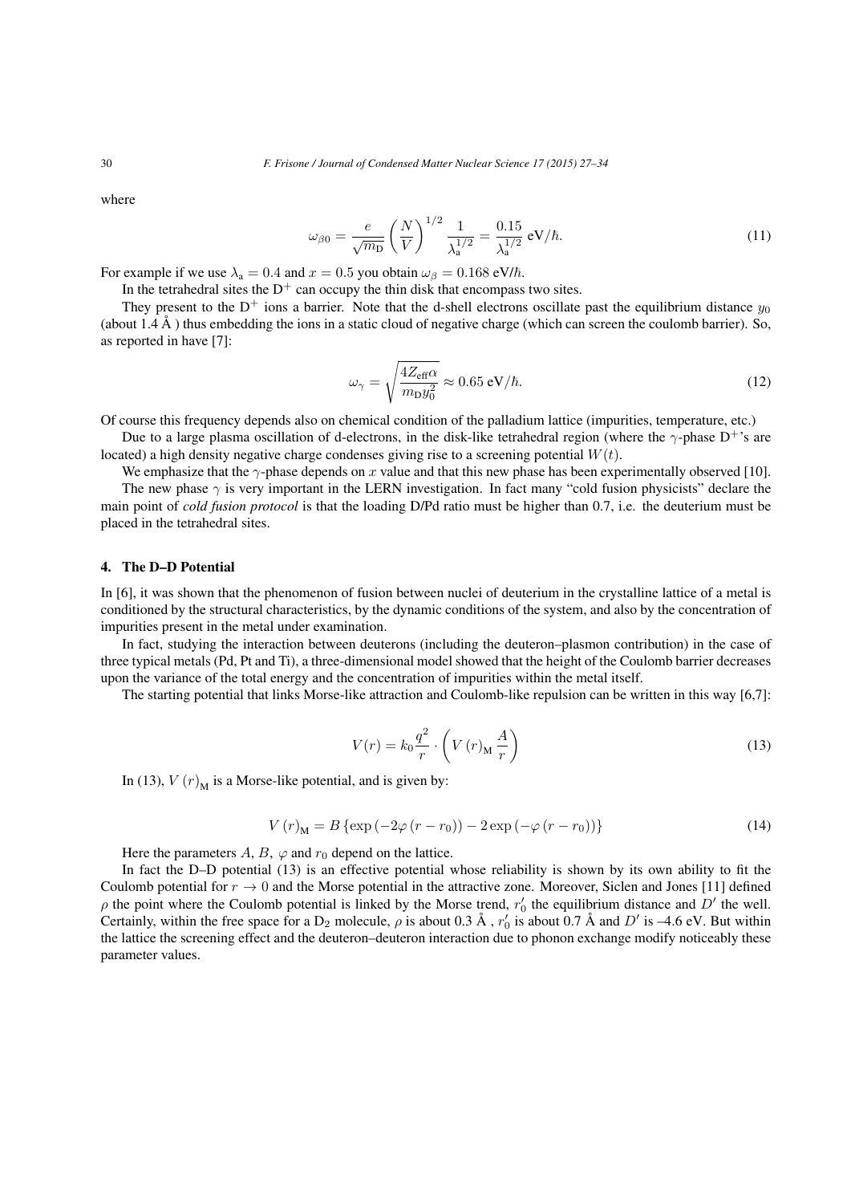where

$$\omega_{\beta 0} = \frac{e}{\sqrt{m_{\rm D}}} \left(\frac{N}{V}\right)^{1/2} \frac{1}{\lambda_{\rm a}^{1/2}} = \frac{0.15}{\lambda_{\rm a}^{1/2}} \ {\rm eV}/\hbar. \tag{11}$$

For example if we use $\lambda_{\rm a} = 0.4$ and $x = 0.5$ you obtain $\omega_\beta = 0.168$ eV/$\hbar$.

In the tetrahedral sites the $D^+$ can occupy the thin disk that encompass two sites.

They present to the $D^+$ ions a barrier. Note that the d-shell electrons oscillate past the equilibrium distance $y_0$ (about 1.4 Å ) thus embedding the ions in a static cloud of negative charge (which can screen the coulomb barrier). So, as reported in have [7]:

$$\omega_\gamma = \sqrt{\frac{4Z_{\rm eff}\alpha}{m_{\rm D} y_0^2}} \approx 0.65 \ {\rm eV}/\hbar. \tag{12}$$

Of course this frequency depends also on chemical condition of the palladium lattice (impurities, temperature, etc.)

Due to a large plasma oscillation of d-electrons, in the disk-like tetrahedral region (where the $\gamma$-phase $D^+$'s are located) a high density negative charge condenses giving rise to a screening potential $W(t)$.

We emphasize that the $\gamma$-phase depends on $x$ value and that this new phase has been experimentally observed [10].

The new phase $\gamma$ is very important in the LERN investigation. In fact many "cold fusion physicists" declare the main point of *cold fusion protocol* is that the loading D/Pd ratio must be higher than 0.7, i.e. the deuterium must be placed in the tetrahedral sites.

## 4. The D–D Potential

In [6], it was shown that the phenomenon of fusion between nuclei of deuterium in the crystalline lattice of a metal is conditioned by the structural characteristics, by the dynamic conditions of the system, and also by the concentration of impurities present in the metal under examination.

In fact, studying the interaction between deuterons (including the deuteron–plasmon contribution) in the case of three typical metals (Pd, Pt and Ti), a three-dimensional model showed that the height of the Coulomb barrier decreases upon the variance of the total energy and the concentration of impurities within the metal itself.

The starting potential that links Morse-like attraction and Coulomb-like repulsion can be written in this way [6,7]:

$$V(r) = k_0 \frac{q^2}{r} \cdot \left( V\left(r\right)_{\rm M} \frac{A}{r} \right) \tag{13}$$

In (13), $V\left(r\right)_{\rm M}$ is a Morse-like potential, and is given by:

$$V\left(r\right)_{\rm M} = B\left\{ \exp\left(-2\varphi\left(r - r_0\right)\right) - 2\exp\left(-\varphi\left(r - r_0\right)\right)\right\} \tag{14}$$

Here the parameters $A$, $B$, $\varphi$ and $r_0$ depend on the lattice.

In fact the D–D potential (13) is an effective potential whose reliability is shown by its own ability to fit the Coulomb potential for $r \to 0$ and the Morse potential in the attractive zone. Moreover, Siclen and Jones [11] defined $\rho$ the point where the Coulomb potential is linked by the Morse trend, $r_0'$ the equilibrium distance and $D'$ the well. Certainly, within the free space for a $D_2$ molecule, $\rho$ is about 0.3 Å , $r_0'$ is about 0.7 Å and $D'$ is –4.6 eV. But within the lattice the screening effect and the deuteron–deuteron interaction due to phonon exchange modify noticeably these parameter values.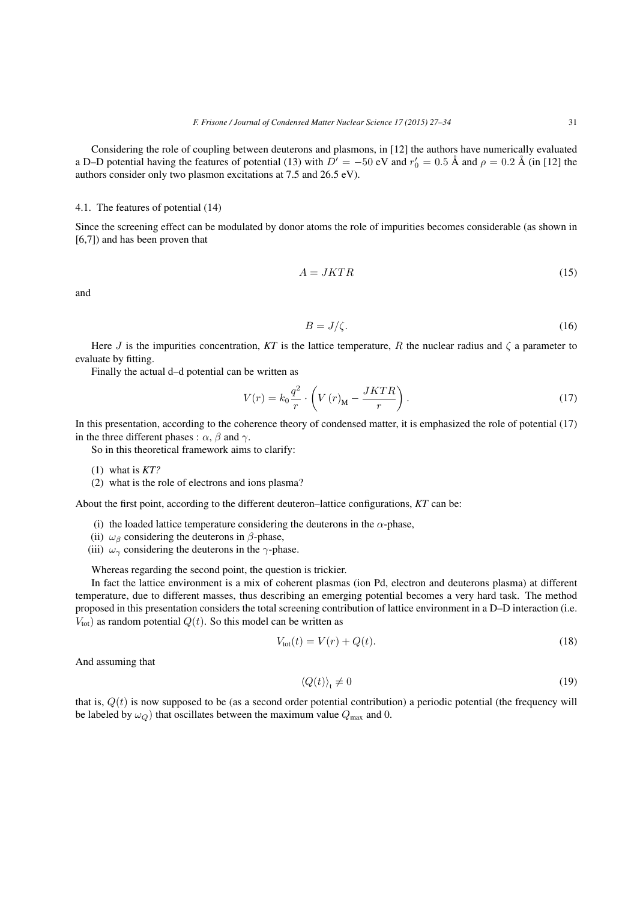Considering the role of coupling between deuterons and plasmons, in [12] the authors have numerically evaluated a D–D potential having the features of potential (13) with $D' = -50$ eV and $r_0' = 0.5$ Å and $\rho = 0.2$ Å (in [12] the authors consider only two plasmon excitations at 7.5 and 26.5 eV).

### 4.1. The features of potential (14)

Since the screening effect can be modulated by donor atoms the role of impurities becomes considerable (as shown in [6,7]) and has been proven that

$$A = JKTR \tag{15}$$

and

$$B = J/\zeta. \tag{16}$$

Here $J$ is the impurities concentration, *KT* is the lattice temperature, $R$ the nuclear radius and $\zeta$ a parameter to evaluate by fitting.

Finally the actual d–d potential can be written as

$$V(r) = k_0 \frac{q^2}{r} \cdot \left( V(r)_{\mathrm{M}} - \frac{JKTR}{r} \right). \tag{17}$$

In this presentation, according to the coherence theory of condensed matter, it is emphasized the role of potential (17) in the three different phases : $\alpha$, $\beta$ and $\gamma$.

So in this theoretical framework aims to clarify:

(1) what is *KT?*
(2) what is the role of electrons and ions plasma?

About the first point, according to the different deuteron–lattice configurations, *KT* can be:

(i) the loaded lattice temperature considering the deuterons in the $\alpha$-phase,
(ii) $\omega_\beta$ considering the deuterons in $\beta$-phase,
(iii) $\omega_\gamma$ considering the deuterons in the $\gamma$-phase.

Whereas regarding the second point, the question is trickier.

In fact the lattice environment is a mix of coherent plasmas (ion Pd, electron and deuterons plasma) at different temperature, due to different masses, thus describing an emerging potential becomes a very hard task. The method proposed in this presentation considers the total screening contribution of lattice environment in a D–D interaction (i.e. $V_{\mathrm{tot}}$) as random potential $Q(t)$. So this model can be written as

$$V_{\mathrm{tot}}(t) = V(r) + Q(t). \tag{18}$$

And assuming that

$$\langle Q(t) \rangle_{\mathrm{t}} \neq 0 \tag{19}$$

that is, $Q(t)$ is now supposed to be (as a second order potential contribution) a periodic potential (the frequency will be labeled by $\omega_Q$) that oscillates between the maximum value $Q_{\max}$ and 0.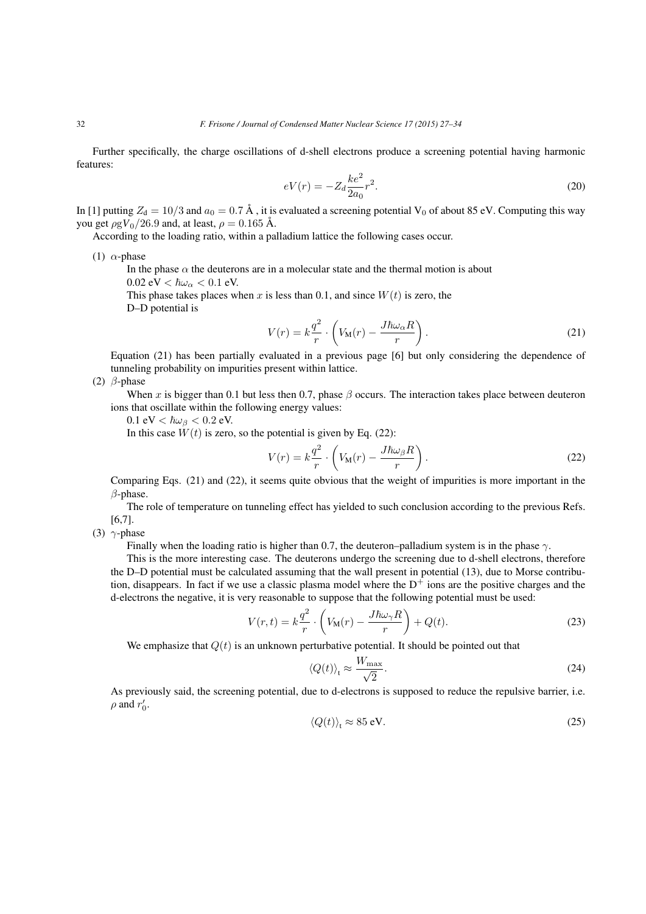Further specifically, the charge oscillations of d-shell electrons produce a screening potential having harmonic features:

$$eV(r) = -Z_d \frac{ke^2}{2a_0} r^2. \tag{20}$$

In [1] putting $Z_\text{d} = 10/3$ and $a_0 = 0.7$ Å , it is evaluated a screening potential $V_0$ of about 85 eV. Computing this way you get $\rho g V_0 / 26.9$ and, at least, $\rho = 0.165$ Å.

According to the loading ratio, within a palladium lattice the following cases occur.

(1) $\alpha$-phase

In the phase $\alpha$ the deuterons are in a molecular state and the thermal motion is about
$0.02 \text{ eV} < \hbar\omega_\alpha < 0.1 \text{ eV}$.
This phase takes places when $x$ is less than 0.1, and since $W(t)$ is zero, the
D–D potential is

$$V(r) = k\frac{q^2}{r} \cdot \left( V_\text{M}(r) - \frac{J\hbar\omega_\alpha R}{r} \right). \tag{21}$$

Equation (21) has been partially evaluated in a previous page [6] but only considering the dependence of tunneling probability on impurities present within lattice.

(2) $\beta$-phase

When $x$ is bigger than 0.1 but less then 0.7, phase $\beta$ occurs. The interaction takes place between deuteron ions that oscillate within the following energy values:
$0.1 \text{ eV} < \hbar\omega_\beta < 0.2 \text{ eV}$.
In this case $W(t)$ is zero, so the potential is given by Eq. (22):

$$V(r) = k\frac{q^2}{r} \cdot \left( V_\text{M}(r) - \frac{J\hbar\omega_\beta R}{r} \right). \tag{22}$$

Comparing Eqs. (21) and (22), it seems quite obvious that the weight of impurities is more important in the $\beta$-phase.

The role of temperature on tunneling effect has yielded to such conclusion according to the previous Refs. [6,7].

(3) $\gamma$-phase

Finally when the loading ratio is higher than 0.7, the deuteron–palladium system is in the phase $\gamma$.

This is the more interesting case. The deuterons undergo the screening due to d-shell electrons, therefore the D–D potential must be calculated assuming that the wall present in potential (13), due to Morse contribution, disappears. In fact if we use a classic plasma model where the $\text{D}^+$ ions are the positive charges and the d-electrons the negative, it is very reasonable to suppose that the following potential must be used:

$$V(r,t) = k\frac{q^2}{r} \cdot \left( V_\text{M}(r) - \frac{J\hbar\omega_\gamma R}{r} \right) + Q(t). \tag{23}$$

We emphasize that $Q(t)$ is an unknown perturbative potential. It should be pointed out that

$$\langle Q(t) \rangle_\text{t} \approx \frac{W_\text{max}}{\sqrt{2}}. \tag{24}$$

As previously said, the screening potential, due to d-electrons is supposed to reduce the repulsive barrier, i.e. $\rho$ and $r_0'$.

$$\langle Q(t) \rangle_\text{t} \approx 85 \text{ eV}. \tag{25}$$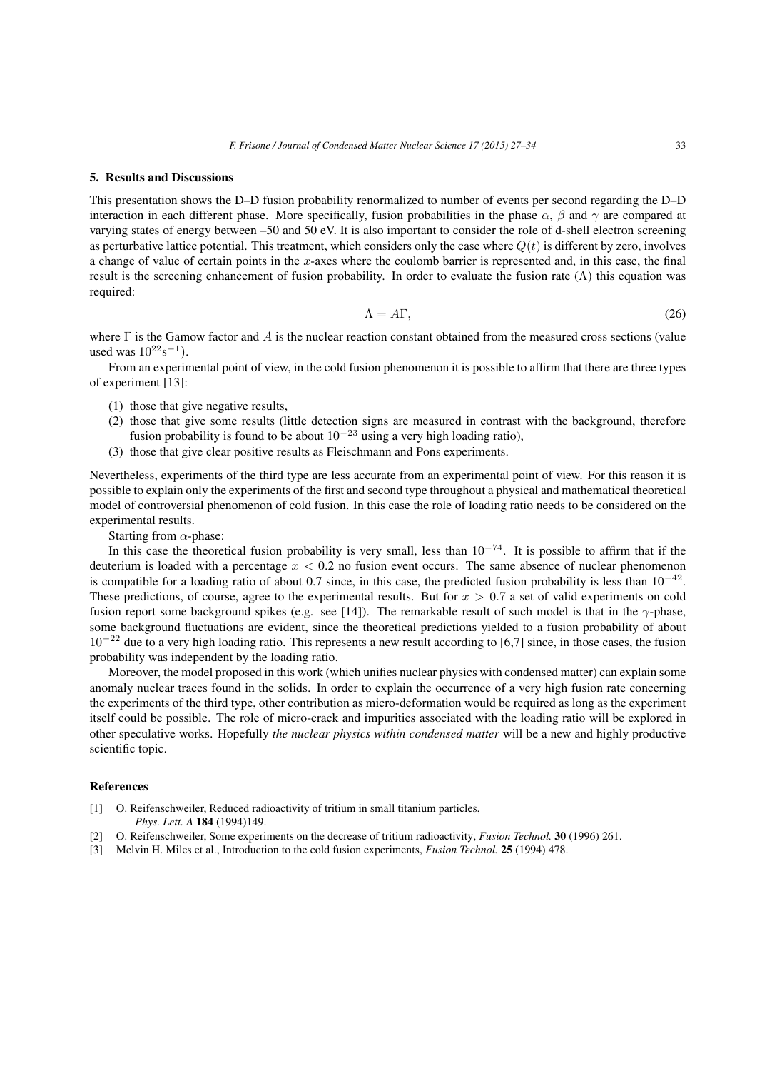## 5. Results and Discussions

This presentation shows the D–D fusion probability renormalized to number of events per second regarding the D–D interaction in each different phase. More specifically, fusion probabilities in the phase $\alpha$, $\beta$ and $\gamma$ are compared at varying states of energy between –50 and 50 eV. It is also important to consider the role of d-shell electron screening as perturbative lattice potential. This treatment, which considers only the case where $Q(t)$ is different by zero, involves a change of value of certain points in the $x$-axes where the coulomb barrier is represented and, in this case, the final result is the screening enhancement of fusion probability. In order to evaluate the fusion rate ($\Lambda$) this equation was required:

$$\Lambda = A\Gamma, \tag{26}$$

where $\Gamma$ is the Gamow factor and $A$ is the nuclear reaction constant obtained from the measured cross sections (value used was $10^{22}\text{s}^{-1}$).

From an experimental point of view, in the cold fusion phenomenon it is possible to affirm that there are three types of experiment [13]:

(1) those that give negative results,
(2) those that give some results (little detection signs are measured in contrast with the background, therefore fusion probability is found to be about $10^{-23}$ using a very high loading ratio),
(3) those that give clear positive results as Fleischmann and Pons experiments.

Nevertheless, experiments of the third type are less accurate from an experimental point of view. For this reason it is possible to explain only the experiments of the first and second type throughout a physical and mathematical theoretical model of controversial phenomenon of cold fusion. In this case the role of loading ratio needs to be considered on the experimental results.

Starting from $\alpha$-phase:

In this case the theoretical fusion probability is very small, less than $10^{-74}$. It is possible to affirm that if the deuterium is loaded with a percentage $x < 0.2$ no fusion event occurs. The same absence of nuclear phenomenon is compatible for a loading ratio of about 0.7 since, in this case, the predicted fusion probability is less than $10^{-42}$. These predictions, of course, agree to the experimental results. But for $x > 0.7$ a set of valid experiments on cold fusion report some background spikes (e.g. see [14]). The remarkable result of such model is that in the $\gamma$-phase, some background fluctuations are evident, since the theoretical predictions yielded to a fusion probability of about $10^{-22}$ due to a very high loading ratio. This represents a new result according to [6,7] since, in those cases, the fusion probability was independent by the loading ratio.

Moreover, the model proposed in this work (which unifies nuclear physics with condensed matter) can explain some anomaly nuclear traces found in the solids. In order to explain the occurrence of a very high fusion rate concerning the experiments of the third type, other contribution as micro-deformation would be required as long as the experiment itself could be possible. The role of micro-crack and impurities associated with the loading ratio will be explored in other speculative works. Hopefully *the nuclear physics within condensed matter* will be a new and highly productive scientific topic.

## References

[1] O. Reifenschweiler, Reduced radioactivity of tritium in small titanium particles, *Phys. Lett. A* **184** (1994)149.

[2] O. Reifenschweiler, Some experiments on the decrease of tritium radioactivity, *Fusion Technol.* **30** (1996) 261.

[3] Melvin H. Miles et al., Introduction to the cold fusion experiments, *Fusion Technol.* **25** (1994) 478.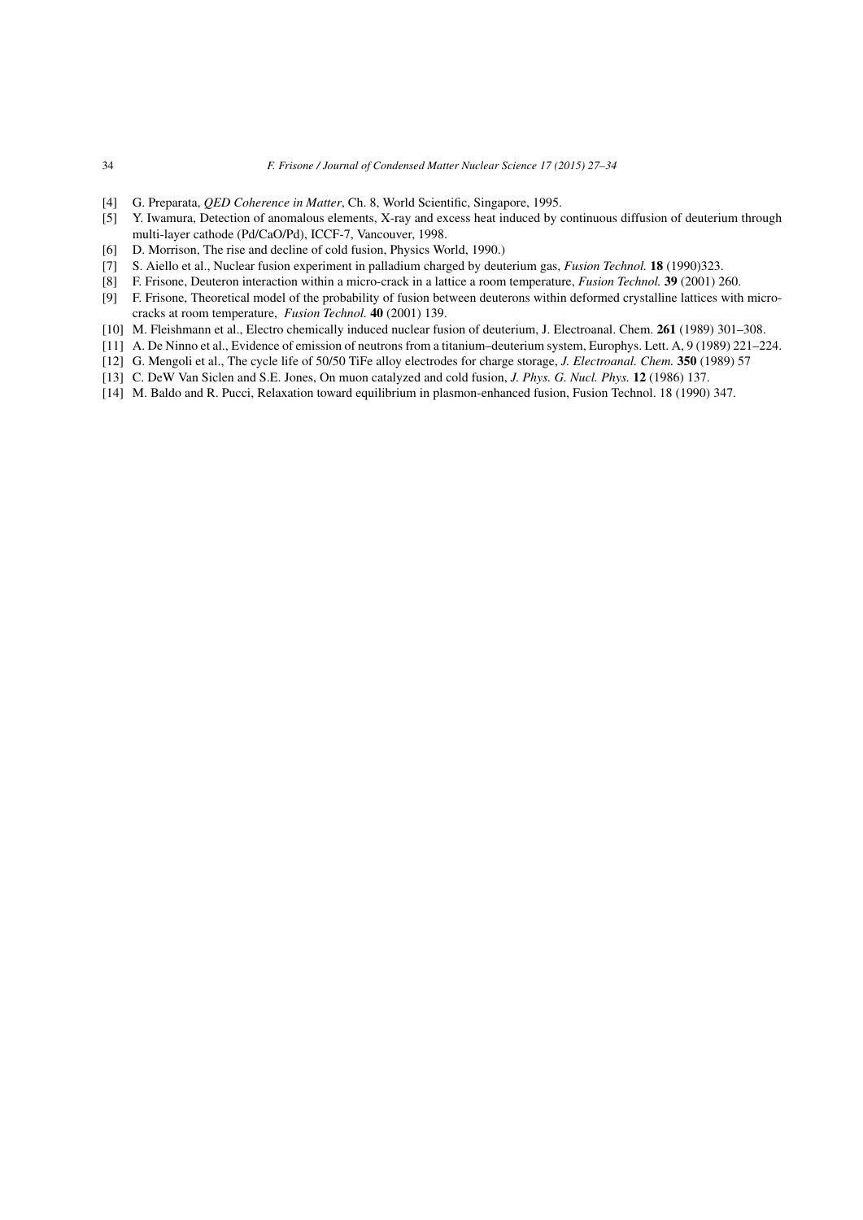[4] G. Preparata, *QED Coherence in Matter*, Ch. 8, World Scientific, Singapore, 1995.

[5] Y. Iwamura, Detection of anomalous elements, X-ray and excess heat induced by continuous diffusion of deuterium through multi-layer cathode (Pd/CaO/Pd), ICCF-7, Vancouver, 1998.

[6] D. Morrison, The rise and decline of cold fusion, Physics World, 1990.)

[7] S. Aiello et al., Nuclear fusion experiment in palladium charged by deuterium gas, *Fusion Technol.* **18** (1990)323.

[8] F. Frisone, Deuteron interaction within a micro-crack in a lattice a room temperature, *Fusion Technol.* **39** (2001) 260.

[9] F. Frisone, Theoretical model of the probability of fusion between deuterons within deformed crystalline lattices with micro-cracks at room temperature, *Fusion Technol.* **40** (2001) 139.

[10] M. Fleishmann et al., Electro chemically induced nuclear fusion of deuterium, J. Electroanal. Chem. **261** (1989) 301–308.

[11] A. De Ninno et al., Evidence of emission of neutrons from a titanium–deuterium system, Europhys. Lett. A, 9 (1989) 221–224.

[12] G. Mengoli et al., The cycle life of 50/50 TiFe alloy electrodes for charge storage, *J. Electroanal. Chem.* **350** (1989) 57

[13] C. DeW Van Siclen and S.E. Jones, On muon catalyzed and cold fusion, *J. Phys. G. Nucl. Phys.* **12** (1986) 137.

[14] M. Baldo and R. Pucci, Relaxation toward equilibrium in plasmon-enhanced fusion, Fusion Technol. 18 (1990) 347.